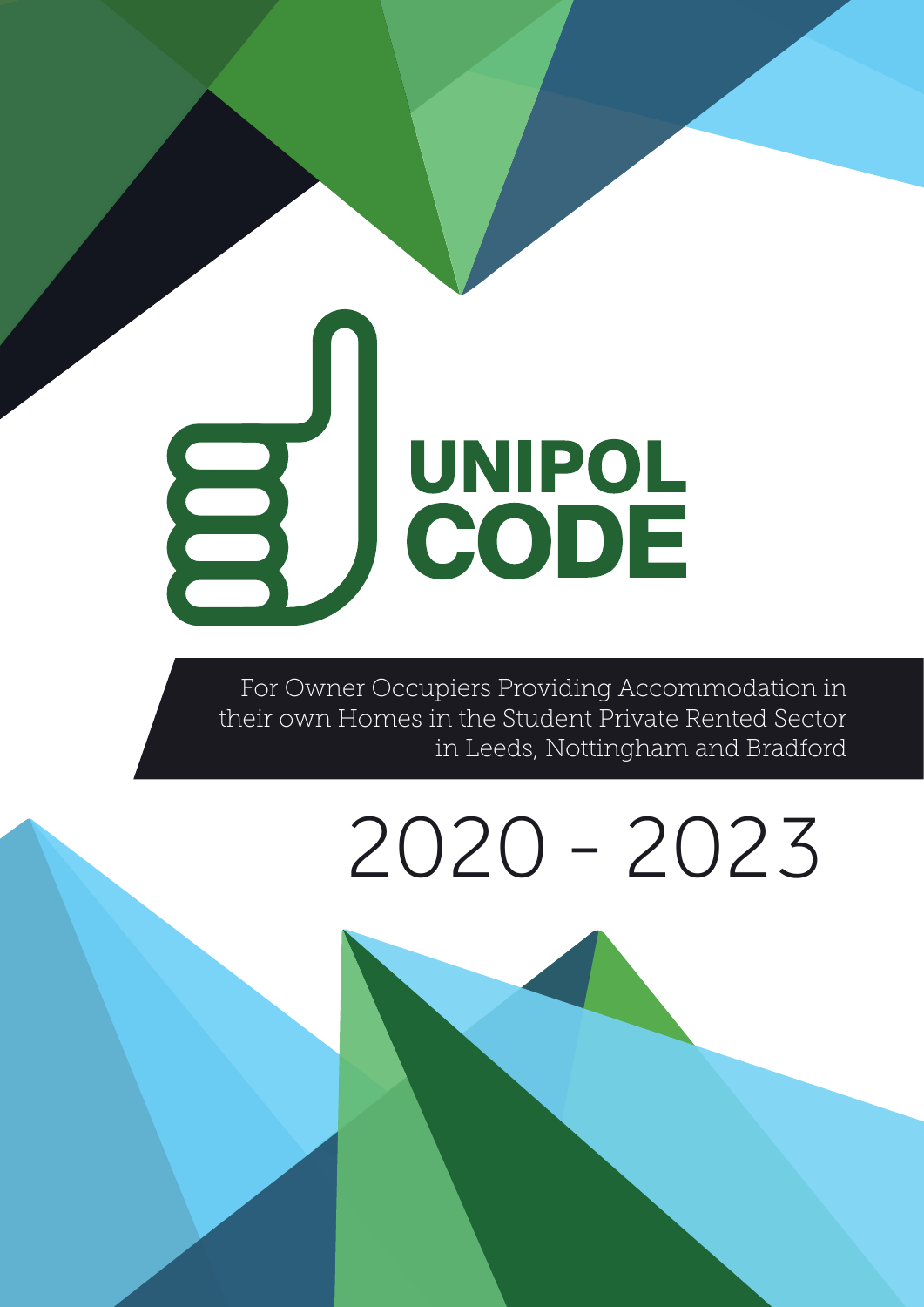# UNIPOL CODE

For Owner Occupiers Providing Accommodation in their own Homes in the Student Private Rented Sector in Leeds, Nottingham and Bradford

## 2020 - 2023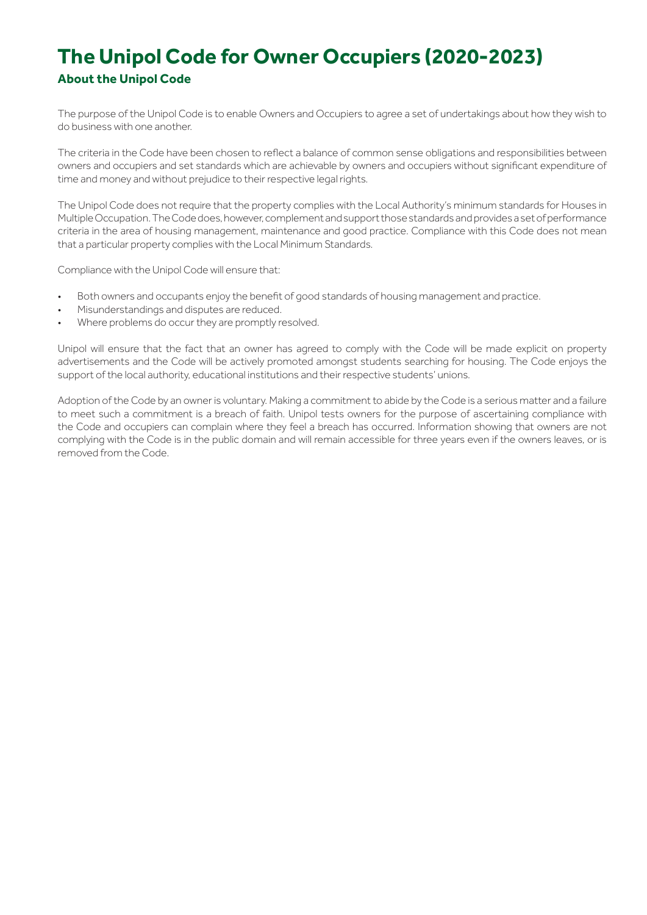# The Unipol Code for Owner Occupiers (2020-2023)

## About the Unipol Code

The purpose of the Unipol Code is to enable Owners and Occupiers to agree a set of undertakings about how they wish to do business with one another.

The criteria in the Code have been chosen to reflect a balance of common sense obligations and responsibilities between owners and occupiers and set standards which are achievable by owners and occupiers without significant expenditure of time and money and without prejudice to their respective legal rights.

The Unipol Code does not require that the property complies with the Local Authority's minimum standards for Houses in Multiple Occupation. The Code does, however, complement and support those standards and provides a set of performance criteria in the area of housing management, maintenance and good practice. Compliance with this Code does not mean that a particular property complies with the Local Minimum Standards.

Compliance with the Unipol Code will ensure that:

- Both owners and occupants enjoy the benefit of good standards of housing management and practice.
- Misunderstandings and disputes are reduced.
- Where problems do occur they are promptly resolved.

Unipol will ensure that the fact that an owner has agreed to comply with the Code will be made explicit on property advertisements and the Code will be actively promoted amongst students searching for housing. The Code enjoys the support of the local authority, educational institutions and their respective students' unions.

Adoption of the Code by an owner is voluntary. Making a commitment to abide by the Code is a serious matter and a failure to meet such a commitment is a breach of faith. Unipol tests owners for the purpose of ascertaining compliance with the Code and occupiers can complain where they feel a breach has occurred. Information showing that owners are not complying with the Code is in the public domain and will remain accessible for three years even if the owners leaves, or is removed from the Code.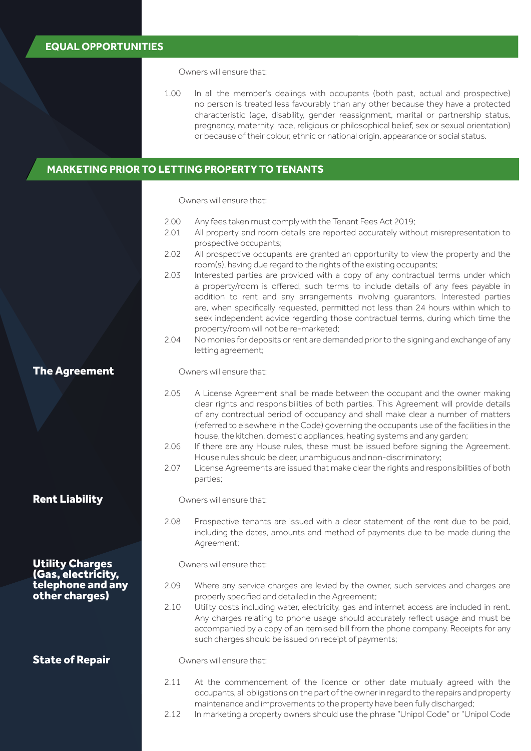## EQUAL OPPORTUNITIES

Owners will ensure that:

1.00 In all the member's dealings with occupants (both past, actual and prospective) no person is treated less favourably than any other because they have a protected characteristic (age, disability, gender reassignment, marital or partnership status, pregnancy, maternity, race, religious or philosophical belief, sex or sexual orientation) or because of their colour, ethnic or national origin, appearance or social status.

## MARKETING PRIOR TO LETTING PROPERTY TO TENANTS

Owners will ensure that:

2.00 Any fees taken must comply with the Tenant Fees Act 2019;

2.01 All property and room details are reported accurately without misrepresentation to prospective occupants;

2.02 All prospective occupants are granted an opportunity to view the property and the room(s), having due regard to the rights of the existing occupants;

2.03 Interested parties are provided with a copy of any contractual terms under which a property/room is offered, such terms to include details of any fees payable in addition to rent and any arrangements involving guarantors. Interested parties are, when specifically requested, permitted not less than 24 hours within which to seek independent advice regarding those contractual terms, during which time the property/room will not be re-marketed;

2.04 No monies for deposits or rent are demanded prior to the signing and exchange of any letting agreement;

### The Agreement

Owners will ensure that:

2.05 A License Agreement shall be made between the occupant and the owner making clear rights and responsibilities of both parties. This Agreement will provide details of any contractual period of occupancy and shall make clear a number of matters (referred to elsewhere in the Code) governing the occupants use of the facilities in the house, the kitchen, domestic appliances, heating systems and any garden;

2.06 If there are any House rules, these must be issued before signing the Agreement. House rules should be clear, unambiguous and non-discriminatory;

2.07 License Agreements are issued that make clear the rights and responsibilities of both parties;

### Rent Liability

Owners will ensure that:

2.08 Prospective tenants are issued with a clear statement of the rent due to be paid, including the dates, amounts and method of payments due to be made during the Agreement;

### Utility Charges (Gas, electricity, telephone and any other charges)

Owners will ensure that:

2.09 Where any service charges are levied by the owner, such services and charges are properly specified and detailed in the Agreement;

2.10 Utility costs including water, electricity, gas and internet access are included in rent. Any charges relating to phone usage should accurately reflect usage and must be accompanied by a copy of an itemised bill from the phone company. Receipts for any such charges should be issued on receipt of payments;

### State of Repair

Owners will ensure that:

2.11 At the commencement of the licence or other date mutually agreed with the occupants, all obligations on the part of the owner in regard to the repairs and property maintenance and improvements to the property have been fully discharged;

2.12 In marketing a property owners should use the phrase "Unipol Code" or "Unipol Code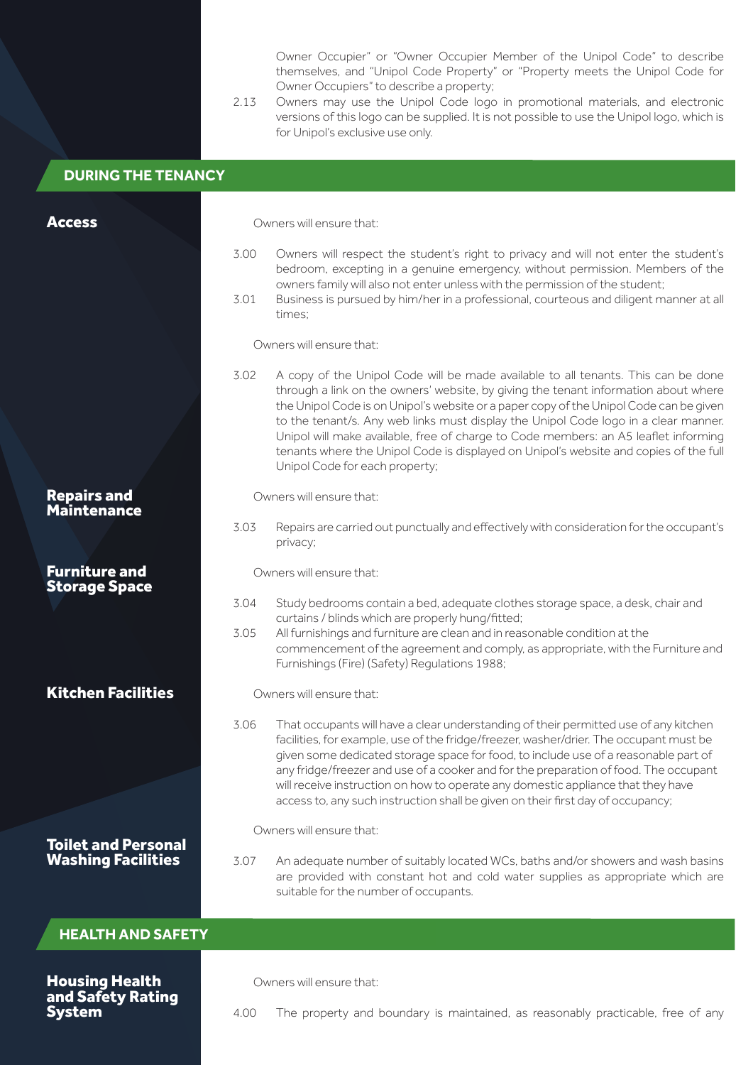Owner Occupier" or "Owner Occupier Member of the Unipol Code" to describe themselves, and "Unipol Code Property" or "Property meets the Unipol Code for Owner Occupiers" to describe a property;

2.13 Owners may use the Unipol Code logo in promotional materials, and electronic versions of this logo can be supplied. It is not possible to use the Unipol logo, which is for Unipol's exclusive use only.

## DURING THE TENANCY

### Access

Owners will ensure that:

3.00 Owners will respect the student's right to privacy and will not enter the student's bedroom, excepting in a genuine emergency, without permission. Members of the owners family will also not enter unless with the permission of the student;

3.01 Business is pursued by him/her in a professional, courteous and diligent manner at all times;

Owners will ensure that:

3.02 A copy of the Unipol Code will be made available to all tenants. This can be done through a link on the owners' website, by giving the tenant information about where the Unipol Code is on Unipol's website or a paper copy of the Unipol Code can be given to the tenant/s. Any web links must display the Unipol Code logo in a clear manner. Unipol will make available, free of charge to Code members: an A5 leaflet informing tenants where the Unipol Code is displayed on Unipol's website and copies of the full Unipol Code for each property;

### Repairs and Maintenance

Owners will ensure that:

3.03 Repairs are carried out punctually and effectively with consideration for the occupant's privacy;

### Furniture and Storage Space

Owners will ensure that:

3.04 Study bedrooms contain a bed, adequate clothes storage space, a desk, chair and curtains / blinds which are properly hung/fitted;

3.05 All furnishings and furniture are clean and in reasonable condition at the commencement of the agreement and comply, as appropriate, with the Furniture and Furnishings (Fire) (Safety) Regulations 1988;

### Kitchen Facilities

Owners will ensure that:

3.06 That occupants will have a clear understanding of their permitted use of any kitchen facilities, for example, use of the fridge/freezer, washer/drier. The occupant must be given some dedicated storage space for food, to include use of a reasonable part of any fridge/freezer and use of a cooker and for the preparation of food. The occupant will receive instruction on how to operate any domestic appliance that they have access to, any such instruction shall be given on their first day of occupancy;

### Toilet and Personal Washing Facilities

Owners will ensure that:

3.07 An adequate number of suitably located WCs, baths and/or showers and wash basins are provided with constant hot and cold water supplies as appropriate which are suitable for the number of occupants.

## HEALTH AND SAFETY

### Housing Health and Safety Rating System

Owners will ensure that:

4.00 The property and boundary is maintained, as reasonably practicable, free of any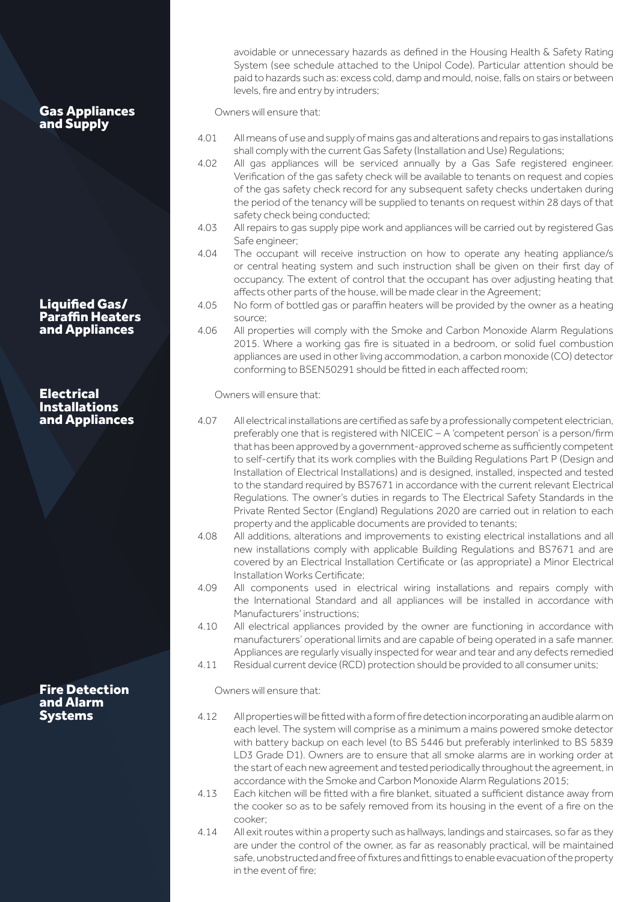avoidable or unnecessary hazards as defined in the Housing Health & Safety Rating System (see schedule attached to the Unipol Code). Particular attention should be paid to hazards such as: excess cold, damp and mould, noise, falls on stairs or between levels, fire and entry by intruders;

## Gas Appliances and Supply

Owners will ensure that:

4.01 All means of use and supply of mains gas and alterations and repairs to gas installations shall comply with the current Gas Safety (Installation and Use) Regulations;

4.02 All gas appliances will be serviced annually by a Gas Safe registered engineer. Verification of the gas safety check will be available to tenants on request and copies of the gas safety check record for any subsequent safety checks undertaken during the period of the tenancy will be supplied to tenants on request within 28 days of that safety check being conducted;

4.03 All repairs to gas supply pipe work and appliances will be carried out by registered Gas Safe engineer;

4.04 The occupant will receive instruction on how to operate any heating appliance/s or central heating system and such instruction shall be given on their first day of occupancy. The extent of control that the occupant has over adjusting heating that affects other parts of the house, will be made clear in the Agreement;

## Liquified Gas/ Paraffin Heaters and Appliances

4.05 No form of bottled gas or paraffin heaters will be provided by the owner as a heating source;

4.06 All properties will comply with the Smoke and Carbon Monoxide Alarm Regulations 2015. Where a working gas fire is situated in a bedroom, or solid fuel combustion appliances are used in other living accommodation, a carbon monoxide (CO) detector conforming to BSEN50291 should be fitted in each affected room;

## Electrical Installations and Appliances

Owners will ensure that:

4.07 All electrical installations are certified as safe by a professionally competent electrician, preferably one that is registered with NICEIC – A 'competent person' is a person/firm that has been approved by a government-approved scheme as sufficiently competent to self-certify that its work complies with the Building Regulations Part P (Design and Installation of Electrical Installations) and is designed, installed, inspected and tested to the standard required by BS7671 in accordance with the current relevant Electrical Regulations. The owner's duties in regards to The Electrical Safety Standards in the Private Rented Sector (England) Regulations 2020 are carried out in relation to each property and the applicable documents are provided to tenants;

4.08 All additions, alterations and improvements to existing electrical installations and all new installations comply with applicable Building Regulations and BS7671 and are covered by an Electrical Installation Certificate or (as appropriate) a Minor Electrical Installation Works Certificate;

4.09 All components used in electrical wiring installations and repairs comply with the International Standard and all appliances will be installed in accordance with Manufacturers' instructions;

4.10 All electrical appliances provided by the owner are functioning in accordance with manufacturers' operational limits and are capable of being operated in a safe manner. Appliances are regularly visually inspected for wear and tear and any defects remedied

4.11 Residual current device (RCD) protection should be provided to all consumer units;

## Fire Detection and Alarm Systems

Owners will ensure that:

4.12 All properties will be fitted with a form of fire detection incorporating an audible alarm on each level. The system will comprise as a minimum a mains powered smoke detector with battery backup on each level (to BS 5446 but preferably interlinked to BS 5839 LD3 Grade D1). Owners are to ensure that all smoke alarms are in working order at the start of each new agreement and tested periodically throughout the agreement, in accordance with the Smoke and Carbon Monoxide Alarm Regulations 2015;

4.13 Each kitchen will be fitted with a fire blanket, situated a sufficient distance away from the cooker so as to be safely removed from its housing in the event of a fire on the cooker;

4.14 All exit routes within a property such as hallways, landings and staircases, so far as they are under the control of the owner, as far as reasonably practical, will be maintained safe, unobstructed and free of fixtures and fittings to enable evacuation of the property in the event of fire;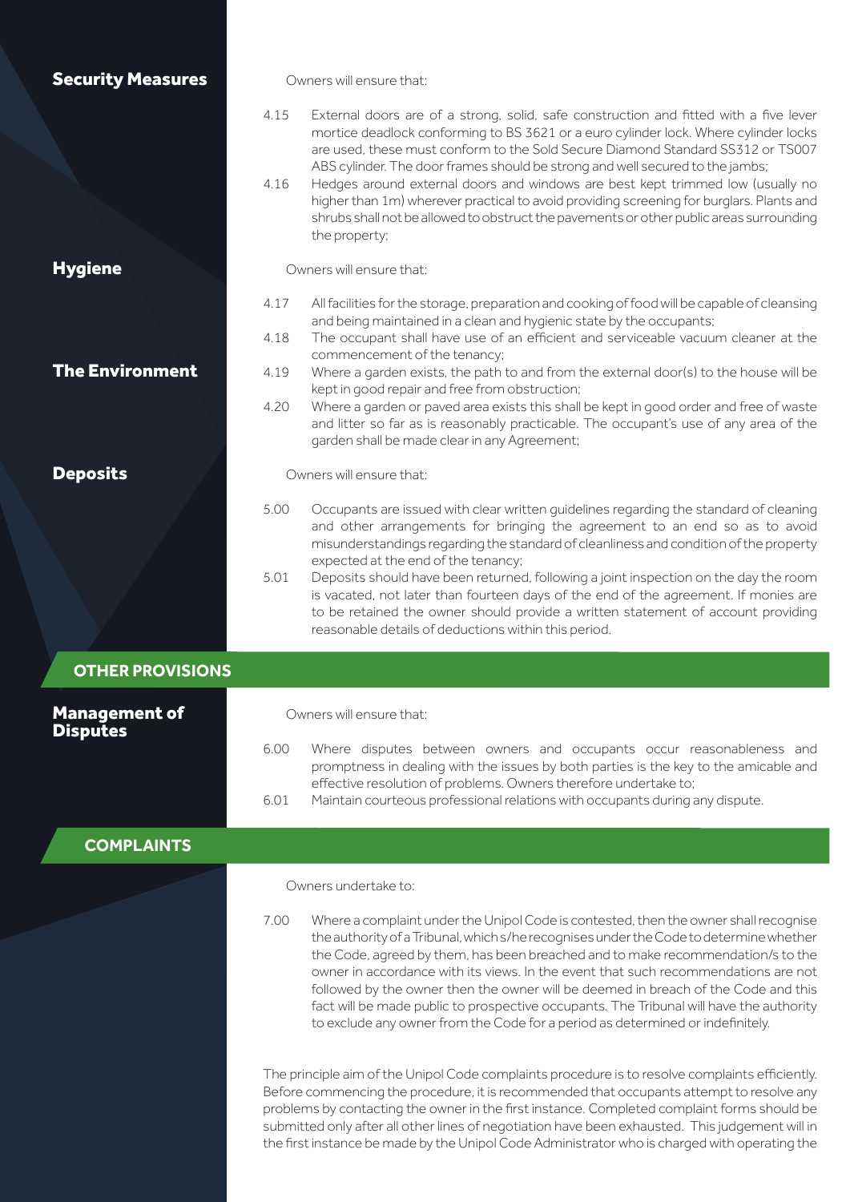### Security Measures

Owners will ensure that:

4.15 External doors are of a strong, solid, safe construction and fitted with a five lever mortice deadlock conforming to BS 3621 or a euro cylinder lock. Where cylinder locks are used, these must conform to the Sold Secure Diamond Standard SS312 or TS007 ABS cylinder. The door frames should be strong and well secured to the jambs;

4.16 Hedges around external doors and windows are best kept trimmed low (usually no higher than 1m) wherever practical to avoid providing screening for burglars. Plants and shrubs shall not be allowed to obstruct the pavements or other public areas surrounding the property;

### Hygiene

Owners will ensure that:

4.17 All facilities for the storage, preparation and cooking of food will be capable of cleansing and being maintained in a clean and hygienic state by the occupants;

4.18 The occupant shall have use of an efficient and serviceable vacuum cleaner at the commencement of the tenancy;

### The Environment

4.19 Where a garden exists, the path to and from the external door(s) to the house will be kept in good repair and free from obstruction;

4.20 Where a garden or paved area exists this shall be kept in good order and free of waste and litter so far as is reasonably practicable. The occupant's use of any area of the garden shall be made clear in any Agreement;

### Deposits

Owners will ensure that:

5.00 Occupants are issued with clear written guidelines regarding the standard of cleaning and other arrangements for bringing the agreement to an end so as to avoid misunderstandings regarding the standard of cleanliness and condition of the property expected at the end of the tenancy;

5.01 Deposits should have been returned, following a joint inspection on the day the room is vacated, not later than fourteen days of the end of the agreement. If monies are to be retained the owner should provide a written statement of account providing reasonable details of deductions within this period.

## OTHER PROVISIONS

### Management of Disputes

Owners will ensure that:

6.00 Where disputes between owners and occupants occur reasonableness and promptness in dealing with the issues by both parties is the key to the amicable and effective resolution of problems. Owners therefore undertake to;

6.01 Maintain courteous professional relations with occupants during any dispute.

## COMPLAINTS

Owners undertake to:

7.00 Where a complaint under the Unipol Code is contested, then the owner shall recognise the authority of a Tribunal, which s/he recognises under the Code to determine whether the Code, agreed by them, has been breached and to make recommendation/s to the owner in accordance with its views. In the event that such recommendations are not followed by the owner then the owner will be deemed in breach of the Code and this fact will be made public to prospective occupants. The Tribunal will have the authority to exclude any owner from the Code for a period as determined or indefinitely.

The principle aim of the Unipol Code complaints procedure is to resolve complaints efficiently. Before commencing the procedure, it is recommended that occupants attempt to resolve any problems by contacting the owner in the first instance. Completed complaint forms should be submitted only after all other lines of negotiation have been exhausted. This judgement will in the first instance be made by the Unipol Code Administrator who is charged with operating the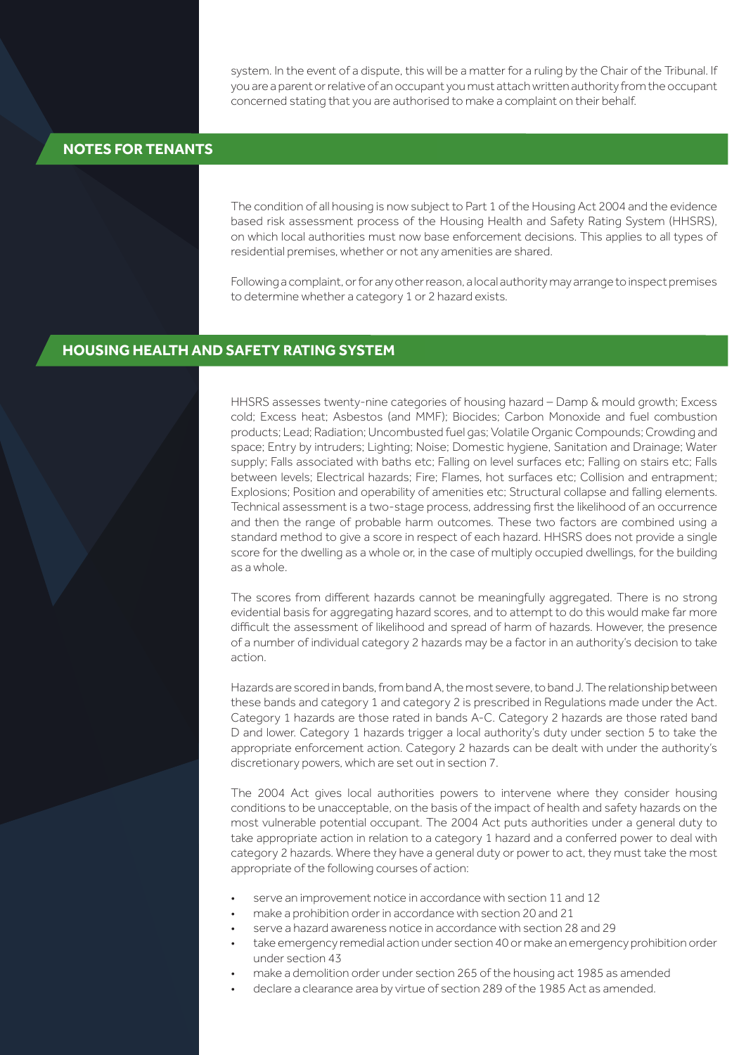system. In the event of a dispute, this will be a matter for a ruling by the Chair of the Tribunal. If you are a parent or relative of an occupant you must attach written authority from the occupant concerned stating that you are authorised to make a complaint on their behalf.

## NOTES FOR TENANTS

The condition of all housing is now subject to Part 1 of the Housing Act 2004 and the evidence based risk assessment process of the Housing Health and Safety Rating System (HHSRS), on which local authorities must now base enforcement decisions. This applies to all types of residential premises, whether or not any amenities are shared.

Following a complaint, or for any other reason, a local authority may arrange to inspect premises to determine whether a category 1 or 2 hazard exists.

## HOUSING HEALTH AND SAFETY RATING SYSTEM

HHSRS assesses twenty-nine categories of housing hazard – Damp & mould growth; Excess cold; Excess heat; Asbestos (and MMF); Biocides; Carbon Monoxide and fuel combustion products; Lead; Radiation; Uncombusted fuel gas; Volatile Organic Compounds; Crowding and space; Entry by intruders; Lighting; Noise; Domestic hygiene, Sanitation and Drainage; Water supply; Falls associated with baths etc; Falling on level surfaces etc; Falling on stairs etc; Falls between levels; Electrical hazards; Fire; Flames, hot surfaces etc; Collision and entrapment; Explosions; Position and operability of amenities etc; Structural collapse and falling elements. Technical assessment is a two-stage process, addressing first the likelihood of an occurrence and then the range of probable harm outcomes. These two factors are combined using a standard method to give a score in respect of each hazard. HHSRS does not provide a single score for the dwelling as a whole or, in the case of multiply occupied dwellings, for the building as a whole.

The scores from different hazards cannot be meaningfully aggregated. There is no strong evidential basis for aggregating hazard scores, and to attempt to do this would make far more difficult the assessment of likelihood and spread of harm of hazards. However, the presence of a number of individual category 2 hazards may be a factor in an authority's decision to take action.

Hazards are scored in bands, from band A, the most severe, to band J. The relationship between these bands and category 1 and category 2 is prescribed in Regulations made under the Act. Category 1 hazards are those rated in bands A-C. Category 2 hazards are those rated band D and lower. Category 1 hazards trigger a local authority's duty under section 5 to take the appropriate enforcement action. Category 2 hazards can be dealt with under the authority's discretionary powers, which are set out in section 7.

The 2004 Act gives local authorities powers to intervene where they consider housing conditions to be unacceptable, on the basis of the impact of health and safety hazards on the most vulnerable potential occupant. The 2004 Act puts authorities under a general duty to take appropriate action in relation to a category 1 hazard and a conferred power to deal with category 2 hazards. Where they have a general duty or power to act, they must take the most appropriate of the following courses of action:

- serve an improvement notice in accordance with section 11 and 12
- make a prohibition order in accordance with section 20 and 21
- serve a hazard awareness notice in accordance with section 28 and 29
- take emergency remedial action under section 40 or make an emergency prohibition order under section 43
- make a demolition order under section 265 of the housing act 1985 as amended
- declare a clearance area by virtue of section 289 of the 1985 Act as amended.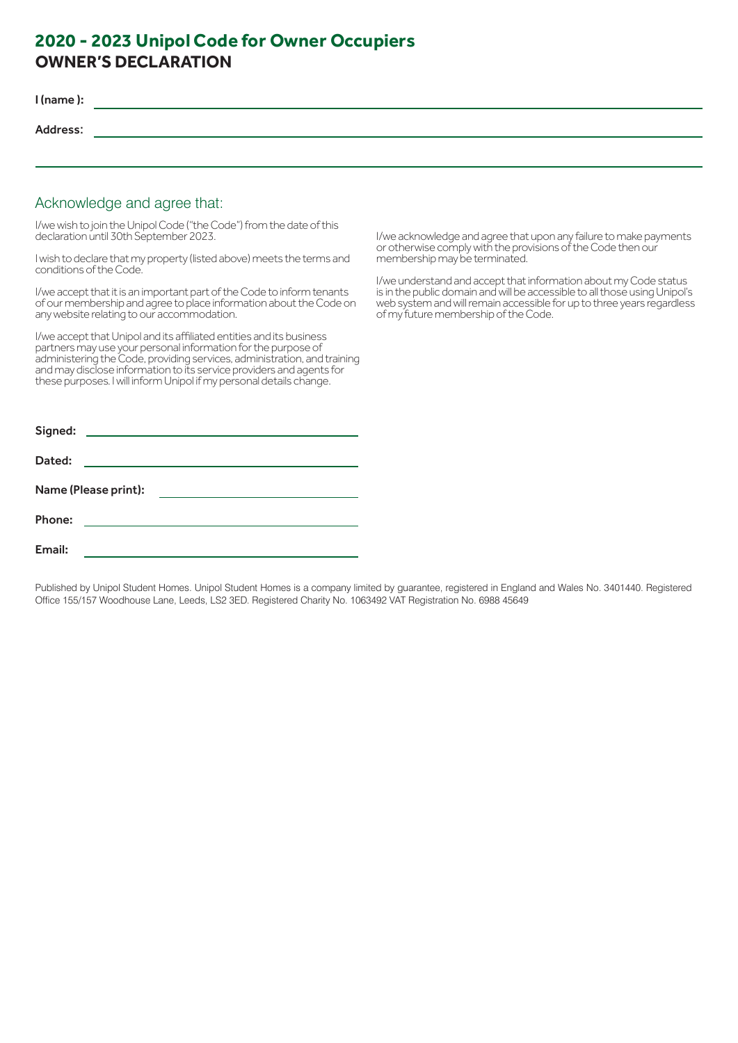# 2020 - 2023 Unipol Code for Owner Occupiers

## OWNER'S DECLARATION

I (name ): ____________________

Address: ____________________

____________________

### Acknowledge and agree that:

I/we wish to join the Unipol Code ("the Code") from the date of this declaration until 30th September 2023.

I wish to declare that my property (listed above) meets the terms and conditions of the Code.

I/we accept that it is an important part of the Code to inform tenants of our membership and agree to place information about the Code on any website relating to our accommodation.

I/we accept that Unipol and its affiliated entities and its business partners may use your personal information for the purpose of administering the Code, providing services, administration, and training and may disclose information to its service providers and agents for these purposes. I will inform Unipol if my personal details change.

I/we acknowledge and agree that upon any failure to make payments or otherwise comply with the provisions of the Code then our membership may be terminated.

I/we understand and accept that information about my Code status is in the public domain and will be accessible to all those using Unipol's web system and will remain accessible for up to three years regardless of my future membership of the Code.

Signed: ____________________

Dated: ____________________

Name (Please print): ____________________

Phone: ____________________

Email: ____________________

Published by Unipol Student Homes. Unipol Student Homes is a company limited by guarantee, registered in England and Wales No. 3401440. Registered Office 155/157 Woodhouse Lane, Leeds, LS2 3ED. Registered Charity No. 1063492 VAT Registration No. 6988 45649